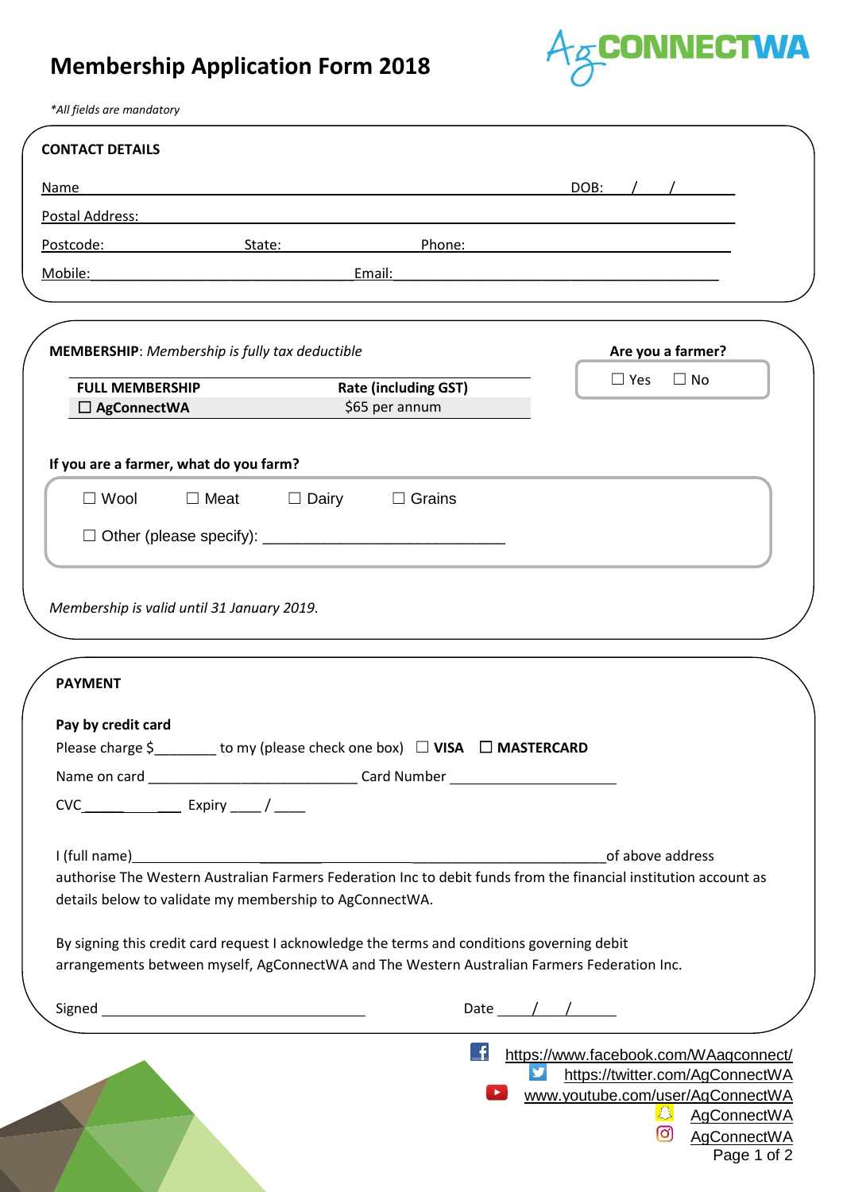# Membership Application Form 2018

*\*All fields are mandatory*

## CONTACT DETAILS

Name ______________________________________________ DOB: ___ / ___ / ___

Postal Address: ______________________________________________

Postcode: ____________ State: ____________ Phone: ____________

Mobile: ______________________ Email: ______________________

## MEMBERSHIP: *Membership is fully tax deductible*

| FULL MEMBERSHIP | Rate (including GST) |
|---|---|
| ☐ **AgConnectWA** | $65 per annum |

**Are you a farmer?**

☐ Yes ☐ No

**If you are a farmer, what do you farm?**

☐ Wool ☐ Meat ☐ Dairy ☐ Grains

☐ Other (please specify): ____________________________

*Membership is valid until 31 January 2019.*

## PAYMENT

**Pay by credit card**

Please charge $________ to my (please check one box) ☐ **VISA** ☐ **MASTERCARD**

Name on card ____________________________ Card Number ______________________

CVC______________ Expiry ____ / ____

I (full name)______________________________________________of above address authorise The Western Australian Farmers Federation Inc to debit funds from the financial institution account as details below to validate my membership to AgConnectWA.

By signing this credit card request I acknowledge the terms and conditions governing debit arrangements between myself, AgConnectWA and The Western Australian Farmers Federation Inc.

Signed ____________________________________ Date ___ / ___ / ______

https://www.facebook.com/WAagconnect/
https://twitter.com/AgConnectWA
www.youtube.com/user/AgConnectWA
AgConnectWA
AgConnectWA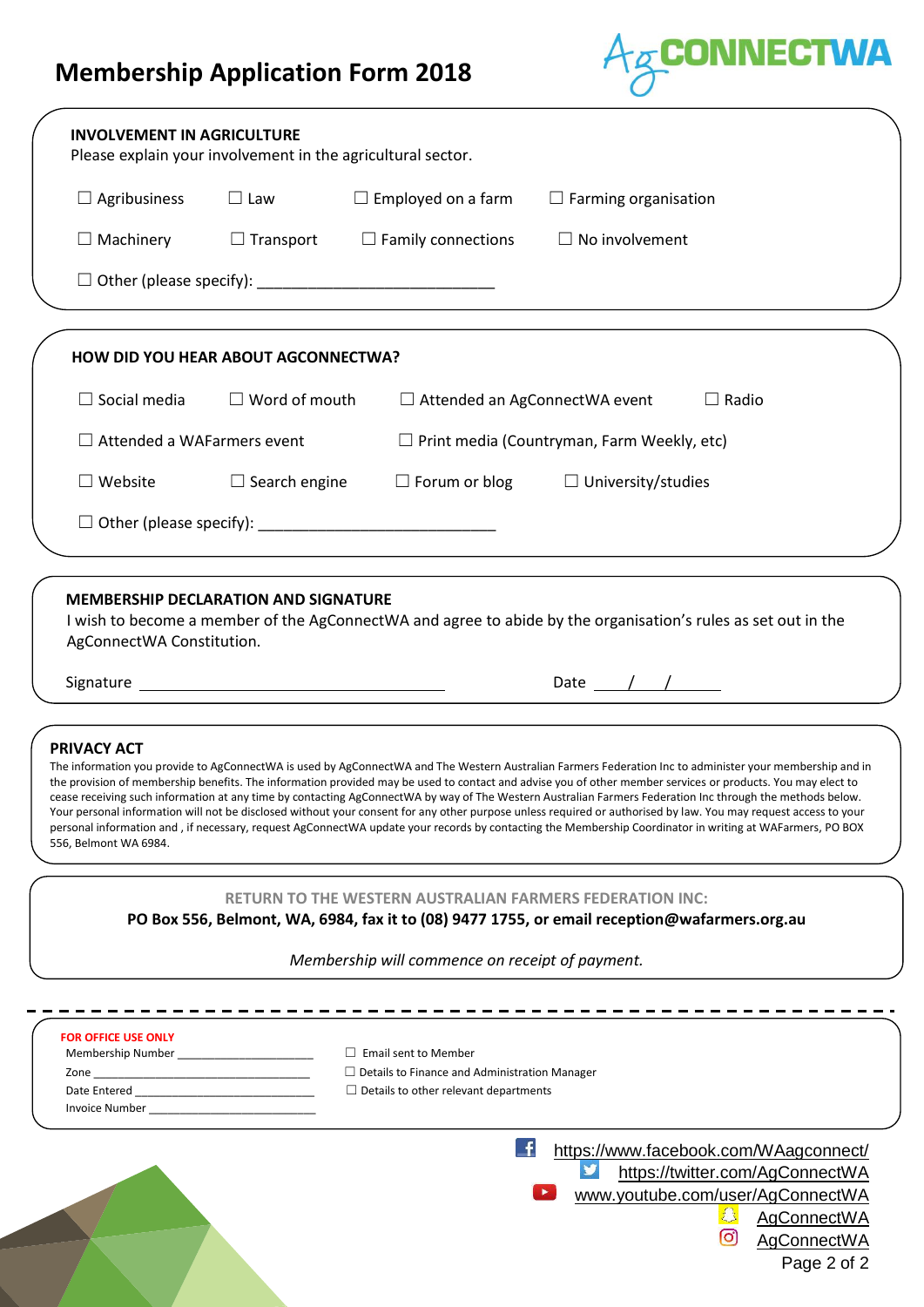# Membership Application Form 2018

## INVOLVEMENT IN AGRICULTURE

Please explain your involvement in the agricultural sector.

☐ Agribusiness ☐ Law ☐ Employed on a farm ☐ Farming organisation

☐ Machinery ☐ Transport ☐ Family connections ☐ No involvement

☐ Other (please specify): ____________________________

## HOW DID YOU HEAR ABOUT AGCONNECTWA?

☐ Social media ☐ Word of mouth ☐ Attended an AgConnectWA event ☐ Radio

☐ Attended a WAFarmers event ☐ Print media (Countryman, Farm Weekly, etc)

☐ Website ☐ Search engine ☐ Forum or blog ☐ University/studies

☐ Other (please specify): ____________________________

## MEMBERSHIP DECLARATION AND SIGNATURE

I wish to become a member of the AgConnectWA and agree to abide by the organisation's rules as set out in the AgConnectWA Constitution.

Signature ____________________________ Date ___/___/______

## PRIVACY ACT

The information you provide to AgConnectWA is used by AgConnectWA and The Western Australian Farmers Federation Inc to administer your membership and in the provision of membership benefits. The information provided may be used to contact and advise you of other member services or products. You may elect to cease receiving such information at any time by contacting AgConnectWA by way of The Western Australian Farmers Federation Inc through the methods below. Your personal information will not be disclosed without your consent for any other purpose unless required or authorised by law. You may request access to your personal information and , if necessary, request AgConnectWA update your records by contacting the Membership Coordinator in writing at WAFarmers, PO BOX 556, Belmont WA 6984.

**RETURN TO THE WESTERN AUSTRALIAN FARMERS FEDERATION INC:**

**PO Box 556, Belmont, WA, 6984, fax it to (08) 9477 1755, or email reception@wafarmers.org.au**

*Membership will commence on receipt of payment.*

---

**FOR OFFICE USE ONLY**

Membership Number ____________________

Zone ____________________

Date Entered ____________________

Invoice Number ____________________

☐ Email sent to Member

☐ Details to Finance and Administration Manager

☐ Details to other relevant departments

https://www.facebook.com/WAagconnect/

https://twitter.com/AgConnectWA

www.youtube.com/user/AgConnectWA

AgConnectWA

AgConnectWA